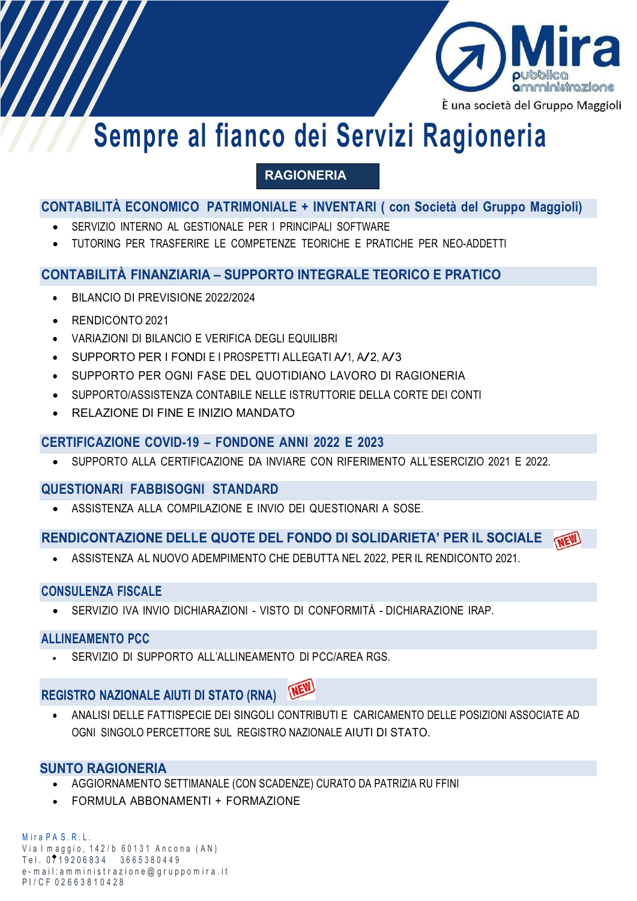Mira pubblica amministrazione

È una società del Gruppo Maggioli

# Sempre al fianco dei Servizi Ragioneria

**RAGIONERIA**

## CONTABILITÀ ECONOMICO PATRIMONIALE + INVENTARI ( con Società del Gruppo Maggioli)

- SERVIZIO INTERNO AL GESTIONALE PER I PRINCIPALI SOFTWARE
- TUTORING PER TRASFERIRE LE COMPETENZE TEORICHE E PRATICHE PER NEO-ADDETTI

## CONTABILITÀ FINANZIARIA – SUPPORTO INTEGRALE TEORICO E PRATICO

- BILANCIO DI PREVISIONE 2022/2024
- RENDICONTO 2021
- VARIAZIONI DI BILANCIO E VERIFICA DEGLI EQUILIBRI
- SUPPORTO PER I FONDI E I PROSPETTI ALLEGATI A/1, A/2, A/3
- SUPPORTO PER OGNI FASE DEL QUOTIDIANO LAVORO DI RAGIONERIA
- SUPPORTO/ASSISTENZA CONTABILE NELLE ISTRUTTORIE DELLA CORTE DEI CONTI
- RELAZIONE DI FINE E INIZIO MANDATO

## CERTIFICAZIONE COVID-19 – FONDONE ANNI 2022 E 2023

- SUPPORTO ALLA CERTIFICAZIONE DA INVIARE CON RIFERIMENTO ALL'ESERCIZIO 2021 E 2022.

## QUESTIONARI FABBISOGNI STANDARD

- ASSISTENZA ALLA COMPILAZIONE E INVIO DEI QUESTIONARI A SOSE.

## RENDICONTAZIONE DELLE QUOTE DEL FONDO DI SOLIDARIETA' PER IL SOCIALE NEW

- ASSISTENZA AL NUOVO ADEMPIMENTO CHE DEBUTTA NEL 2022, PER IL RENDICONTO 2021.

## CONSULENZA FISCALE

- SERVIZIO IVA INVIO DICHIARAZIONI - VISTO DI CONFORMITÀ - DICHIARAZIONE IRAP.

## ALLINEAMENTO PCC

- SERVIZIO DI SUPPORTO ALL'ALLINEAMENTO DI PCC/AREA RGS.

## REGISTRO NAZIONALE AIUTI DI STATO (RNA) NEW

- ANALISI DELLE FATTISPECIE DEI SINGOLI CONTRIBUTI E CARICAMENTO DELLE POSIZIONI ASSOCIATE AD OGNI SINGOLO PERCETTORE SUL REGISTRO NAZIONALE AIUTI DI STATO.

## SUNTO RAGIONERIA

- AGGIORNAMENTO SETTIMANALE (CON SCADENZE) CURATO DA PATRIZIA RUFFINI
- FORMULA ABBONAMENTI + FORMAZIONE

Mira PA S.R.L.
Via I maggio, 142/b 60131 Ancona (AN)
Tel. 0719206834 3665380449
e-mail:amministrazione@gruppomira.it
PI/CF 02663810428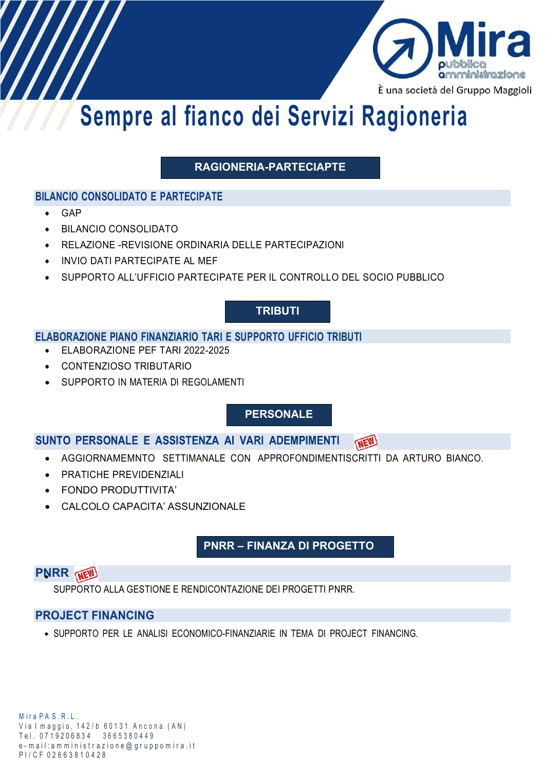Mira pubblica amministrazione

È una società del Gruppo Maggioli

# Sempre al fianco dei Servizi Ragioneria

## RAGIONERIA-PARTECIAPTE

### BILANCIO CONSOLIDATO E PARTECIPATE

- GAP
- BILANCIO CONSOLIDATO
- RELAZIONE -REVISIONE ORDINARIA DELLE PARTECIPAZIONI
- INVIO DATI PARTECIPATE AL MEF
- SUPPORTO ALL'UFFICIO PARTECIPATE PER IL CONTROLLO DEL SOCIO PUBBLICO

## TRIBUTI

### ELABORAZIONE PIANO FINANZIARIO TARI E SUPPORTO UFFICIO TRIBUTI

- ELABORAZIONE PEF TARI 2022-2025
- CONTENZIOSO TRIBUTARIO
- SUPPORTO IN MATERIA DI REGOLAMENTI

## PERSONALE

### SUNTO PERSONALE E ASSISTENZA AI VARI ADEMPIMENTI NEW

- AGGIORNAMEMNTO SETTIMANALE CON APPROFONDIMENTISCRITTI DA ARTURO BIANCO.
- PRATICHE PREVIDENZIALI
- FONDO PRODUTTIVITA'
- CALCOLO CAPACITA' ASSUNZIONALE

## PNRR – FINANZA DI PROGETTO

### PNRR NEW

SUPPORTO ALLA GESTIONE E RENDICONTAZIONE DEI PROGETTI PNRR.

### PROJECT FINANCING

- SUPPORTO PER LE ANALISI ECONOMICO-FINANZIARIE IN TEMA DI PROJECT FINANCING.

Mira PA S.R.L.
Via I maggio, 142/b 60131 Ancona (AN)
Tel. 0719206834 3665380449
e-mail:amministrazione@gruppomira.it
PI/CF 02663810428